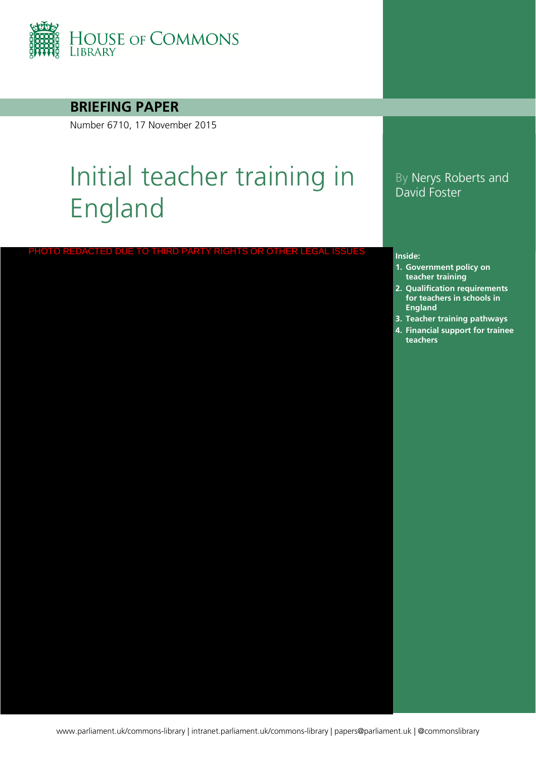HOUSE OF COMMONS LIBRARY

**BRIEFING PAPER**

Number 6710, 17 November 2015

# Initial teacher training in England

By Nerys Roberts and David Foster

PHOTO REDACTED DUE TO THIRD PARTY RIGHTS OR OTHER LEGAL ISSUES

**Inside:**

1. **Government policy on teacher training**
2. **Qualification requirements for teachers in schools in England**
3. **Teacher training pathways**
4. **Financial support for trainee teachers**

www.parliament.uk/commons-library | intranet.parliament.uk/commons-library | papers@parliament.uk | @commonslibrary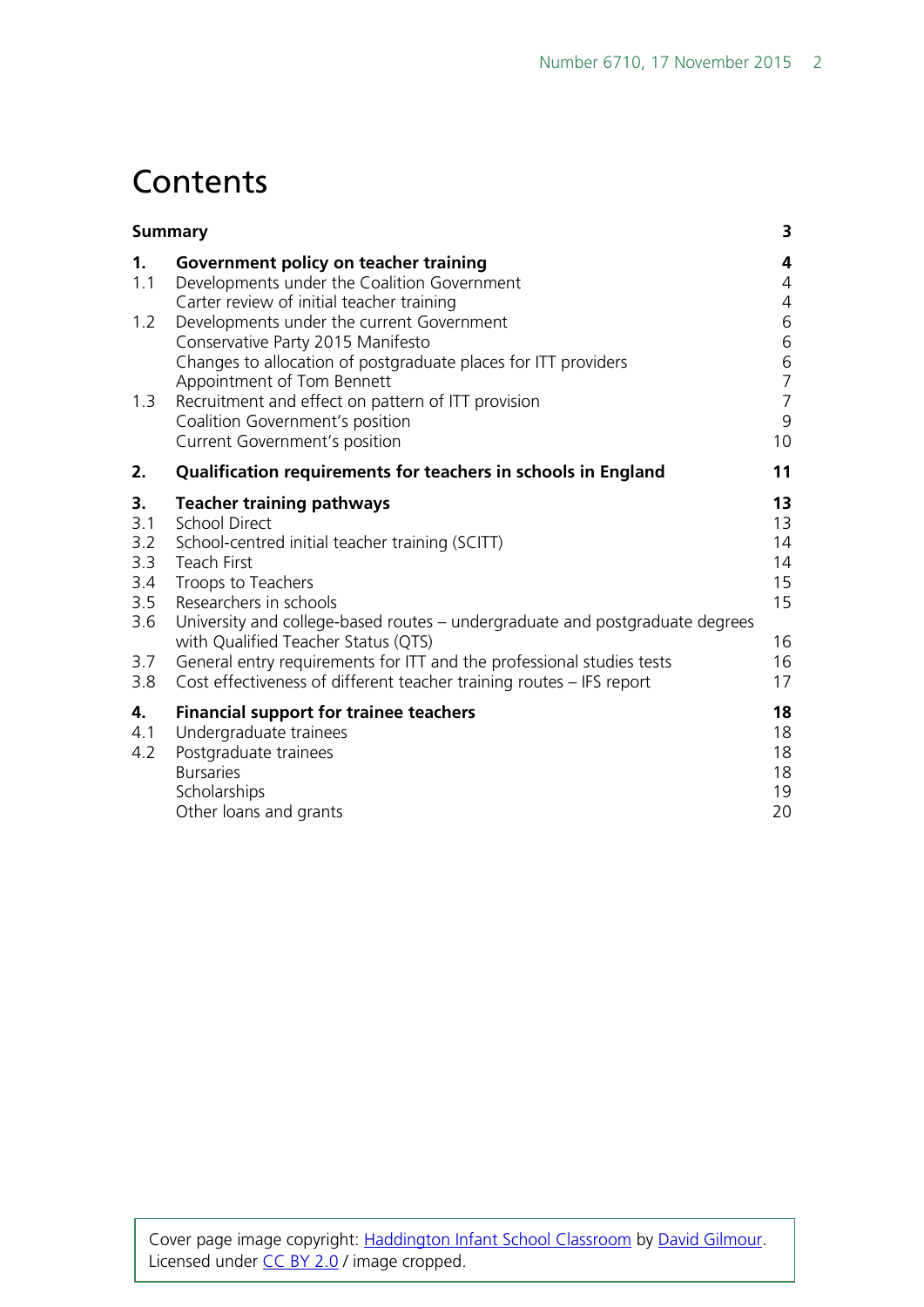# Contents

| | | |
|---|---|---|
| **Summary** | | **3** |
| **1.** | **Government policy on teacher training** | **4** |
| 1.1 | Developments under the Coalition Government | 4 |
| | Carter review of initial teacher training | 4 |
| 1.2 | Developments under the current Government | 6 |
| | Conservative Party 2015 Manifesto | 6 |
| | Changes to allocation of postgraduate places for ITT providers | 6 |
| | Appointment of Tom Bennett | 7 |
| 1.3 | Recruitment and effect on pattern of ITT provision | 7 |
| | Coalition Government's position | 9 |
| | Current Government's position | 10 |
| **2.** | **Qualification requirements for teachers in schools in England** | **11** |
| **3.** | **Teacher training pathways** | **13** |
| 3.1 | School Direct | 13 |
| 3.2 | School-centred initial teacher training (SCITT) | 14 |
| 3.3 | Teach First | 14 |
| 3.4 | Troops to Teachers | 15 |
| 3.5 | Researchers in schools | 15 |
| 3.6 | University and college-based routes – undergraduate and postgraduate degrees with Qualified Teacher Status (QTS) | 16 |
| 3.7 | General entry requirements for ITT and the professional studies tests | 16 |
| 3.8 | Cost effectiveness of different teacher training routes – IFS report | 17 |
| **4.** | **Financial support for trainee teachers** | **18** |
| 4.1 | Undergraduate trainees | 18 |
| 4.2 | Postgraduate trainees | 18 |
| | Bursaries | 18 |
| | Scholarships | 19 |
| | Other loans and grants | 20 |

Cover page image copyright: Haddington Infant School Classroom by David Gilmour. Licensed under CC BY 2.0 / image cropped.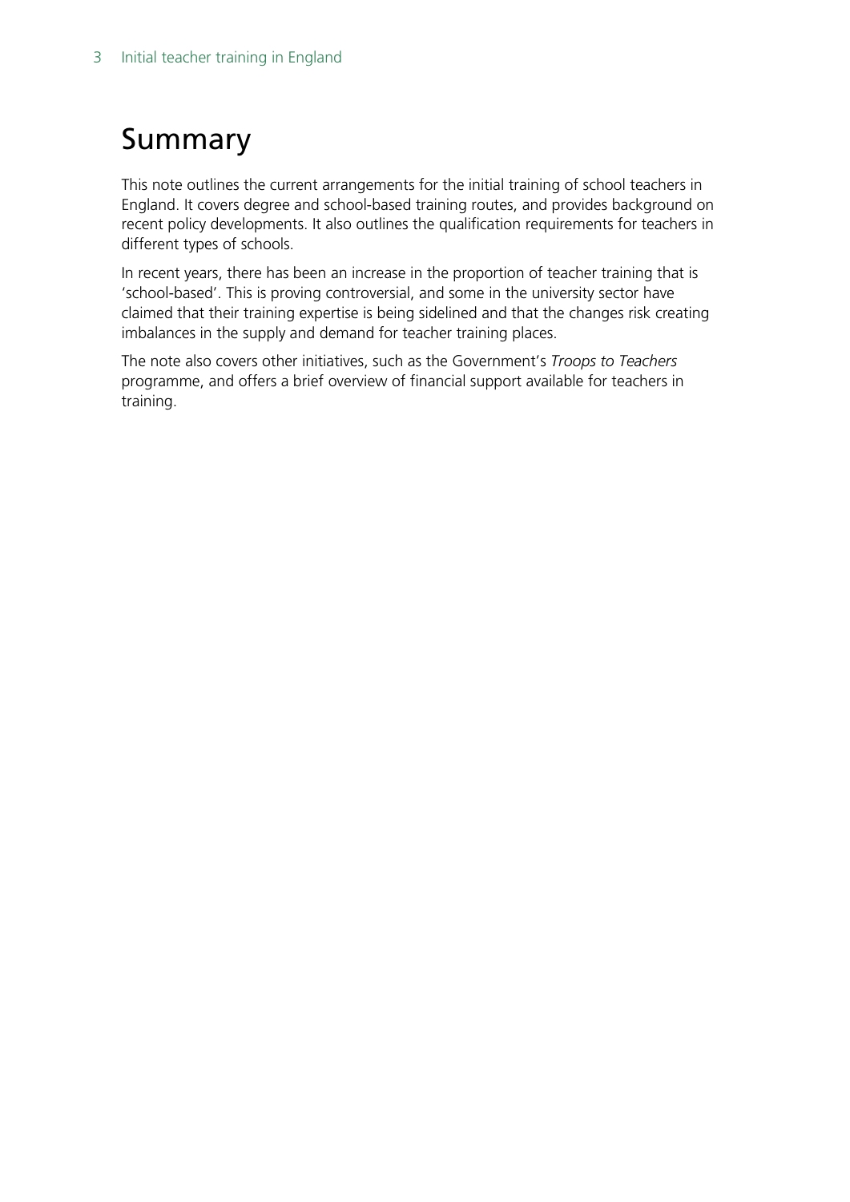# Summary

This note outlines the current arrangements for the initial training of school teachers in England. It covers degree and school-based training routes, and provides background on recent policy developments. It also outlines the qualification requirements for teachers in different types of schools.

In recent years, there has been an increase in the proportion of teacher training that is 'school-based'. This is proving controversial, and some in the university sector have claimed that their training expertise is being sidelined and that the changes risk creating imbalances in the supply and demand for teacher training places.

The note also covers other initiatives, such as the Government's *Troops to Teachers* programme, and offers a brief overview of financial support available for teachers in training.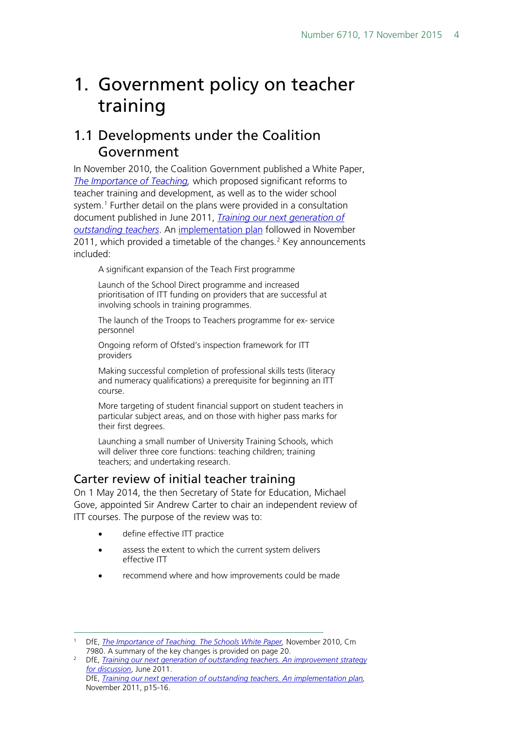# 1. Government policy on teacher training

## 1.1 Developments under the Coalition Government

In November 2010, the Coalition Government published a White Paper, *The Importance of Teaching*, which proposed significant reforms to teacher training and development, as well as to the wider school system.[1] Further detail on the plans were provided in a consultation document published in June 2011, *Training our next generation of outstanding teachers*. An implementation plan followed in November 2011, which provided a timetable of the changes.[2] Key announcements included:

A significant expansion of the Teach First programme

Launch of the School Direct programme and increased prioritisation of ITT funding on providers that are successful at involving schools in training programmes.

The launch of the Troops to Teachers programme for ex- service personnel

Ongoing reform of Ofsted's inspection framework for ITT providers

Making successful completion of professional skills tests (literacy and numeracy qualifications) a prerequisite for beginning an ITT course.

More targeting of student financial support on student teachers in particular subject areas, and on those with higher pass marks for their first degrees.

Launching a small number of University Training Schools, which will deliver three core functions: teaching children; training teachers; and undertaking research.

### Carter review of initial teacher training

On 1 May 2014, the then Secretary of State for Education, Michael Gove, appointed Sir Andrew Carter to chair an independent review of ITT courses. The purpose of the review was to:

- define effective ITT practice
- assess the extent to which the current system delivers effective ITT
- recommend where and how improvements could be made

---

[1] DfE, *The Importance of Teaching. The Schools White Paper*, November 2010, Cm 7980. A summary of the key changes is provided on page 20.

[2] DfE, *Training our next generation of outstanding teachers. An improvement strategy for discussion*, June 2011.
DfE, *Training our next generation of outstanding teachers. An implementation plan*, November 2011, p15-16.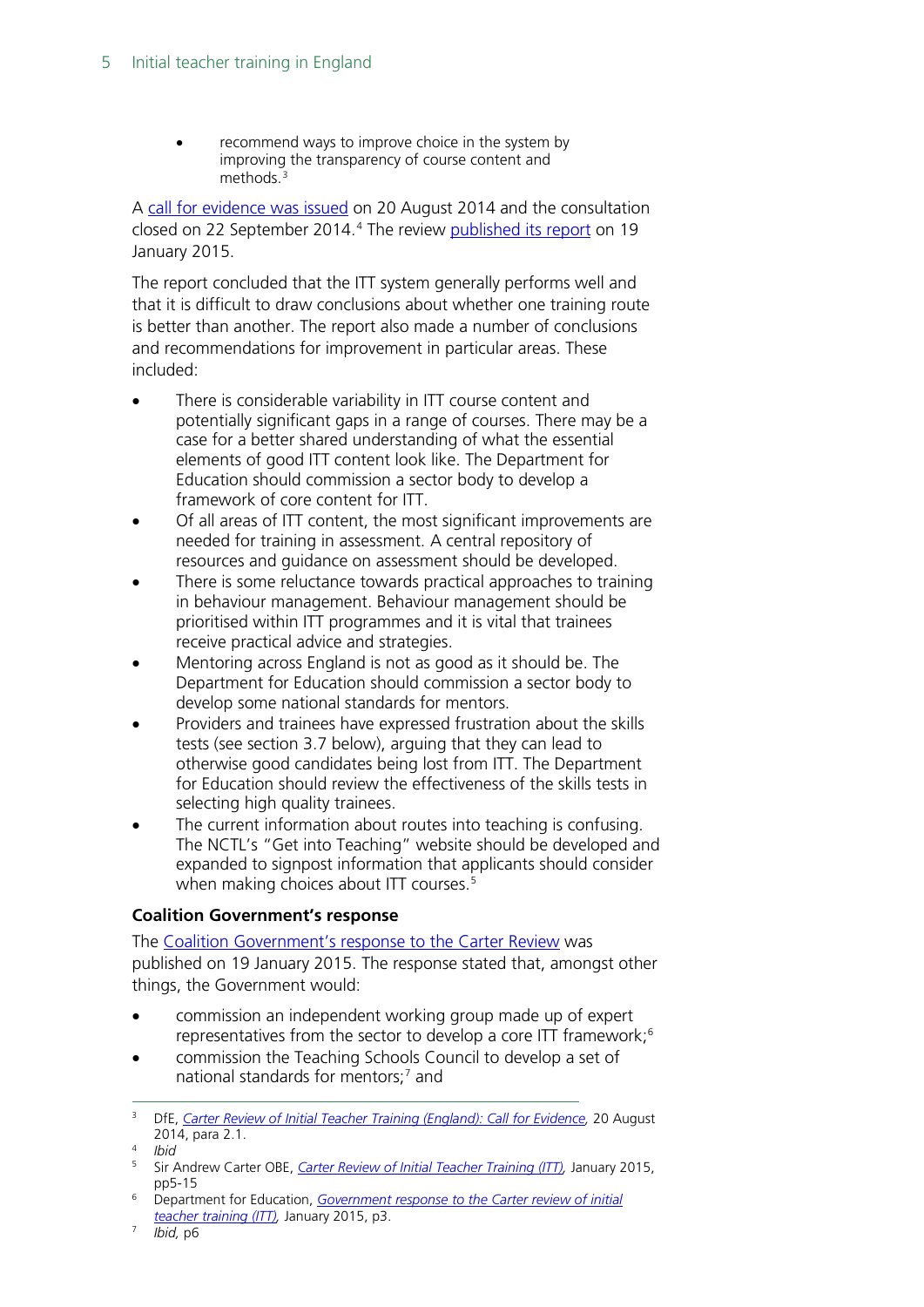- recommend ways to improve choice in the system by improving the transparency of course content and methods.[3]

A call for evidence was issued on 20 August 2014 and the consultation closed on 22 September 2014.[4] The review published its report on 19 January 2015.

The report concluded that the ITT system generally performs well and that it is difficult to draw conclusions about whether one training route is better than another. The report also made a number of conclusions and recommendations for improvement in particular areas. These included:

- There is considerable variability in ITT course content and potentially significant gaps in a range of courses. There may be a case for a better shared understanding of what the essential elements of good ITT content look like. The Department for Education should commission a sector body to develop a framework of core content for ITT.
- Of all areas of ITT content, the most significant improvements are needed for training in assessment. A central repository of resources and guidance on assessment should be developed.
- There is some reluctance towards practical approaches to training in behaviour management. Behaviour management should be prioritised within ITT programmes and it is vital that trainees receive practical advice and strategies.
- Mentoring across England is not as good as it should be. The Department for Education should commission a sector body to develop some national standards for mentors.
- Providers and trainees have expressed frustration about the skills tests (see section 3.7 below), arguing that they can lead to otherwise good candidates being lost from ITT. The Department for Education should review the effectiveness of the skills tests in selecting high quality trainees.
- The current information about routes into teaching is confusing. The NCTL's "Get into Teaching" website should be developed and expanded to signpost information that applicants should consider when making choices about ITT courses.[5]

**Coalition Government's response**

The Coalition Government's response to the Carter Review was published on 19 January 2015. The response stated that, amongst other things, the Government would:

- commission an independent working group made up of expert representatives from the sector to develop a core ITT framework;[6]
- commission the Teaching Schools Council to develop a set of national standards for mentors;[7] and

---

[3] DfE, *Carter Review of Initial Teacher Training (England): Call for Evidence*, 20 August 2014, para 2.1.

[4] *Ibid*

[5] Sir Andrew Carter OBE, *Carter Review of Initial Teacher Training (ITT)*, January 2015, pp5-15

[6] Department for Education, *Government response to the Carter review of initial teacher training (ITT)*, January 2015, p3.

[7] *Ibid*, p6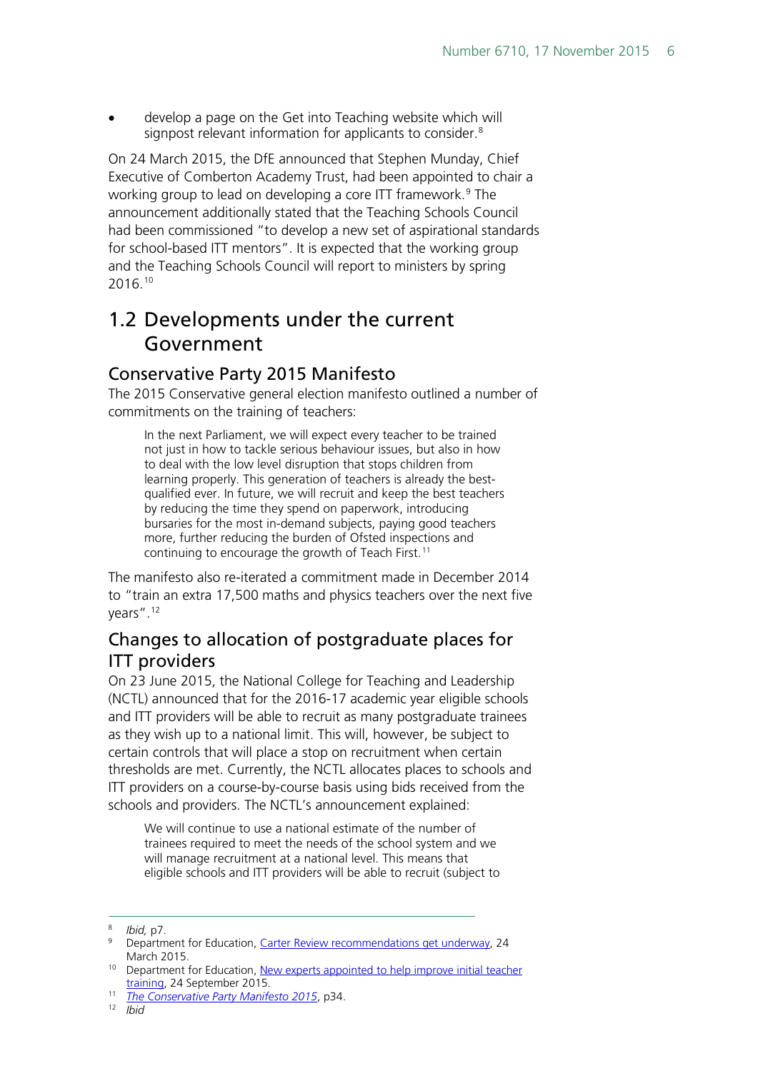- develop a page on the Get into Teaching website which will signpost relevant information for applicants to consider.[8]

On 24 March 2015, the DfE announced that Stephen Munday, Chief Executive of Comberton Academy Trust, had been appointed to chair a working group to lead on developing a core ITT framework.[9] The announcement additionally stated that the Teaching Schools Council had been commissioned "to develop a new set of aspirational standards for school-based ITT mentors". It is expected that the working group and the Teaching Schools Council will report to ministers by spring 2016.[10]

## 1.2 Developments under the current Government

### Conservative Party 2015 Manifesto

The 2015 Conservative general election manifesto outlined a number of commitments on the training of teachers:

> In the next Parliament, we will expect every teacher to be trained not just in how to tackle serious behaviour issues, but also in how to deal with the low level disruption that stops children from learning properly. This generation of teachers is already the best-qualified ever. In future, we will recruit and keep the best teachers by reducing the time they spend on paperwork, introducing bursaries for the most in-demand subjects, paying good teachers more, further reducing the burden of Ofsted inspections and continuing to encourage the growth of Teach First.[11]

The manifesto also re-iterated a commitment made in December 2014 to "train an extra 17,500 maths and physics teachers over the next five years".[12]

### Changes to allocation of postgraduate places for ITT providers

On 23 June 2015, the National College for Teaching and Leadership (NCTL) announced that for the 2016-17 academic year eligible schools and ITT providers will be able to recruit as many postgraduate trainees as they wish up to a national limit. This will, however, be subject to certain controls that will place a stop on recruitment when certain thresholds are met. Currently, the NCTL allocates places to schools and ITT providers on a course-by-course basis using bids received from the schools and providers. The NCTL's announcement explained:

> We will continue to use a national estimate of the number of trainees required to meet the needs of the school system and we will manage recruitment at a national level. This means that eligible schools and ITT providers will be able to recruit (subject to

---

[8] *Ibid,* p7.

[9] Department for Education, [Carter Review recommendations get underway](), 24 March 2015.

[10] Department for Education, [New experts appointed to help improve initial teacher training](), 24 September 2015.

[11] *[The Conservative Party Manifesto 2015]()*, p34.

[12] *Ibid*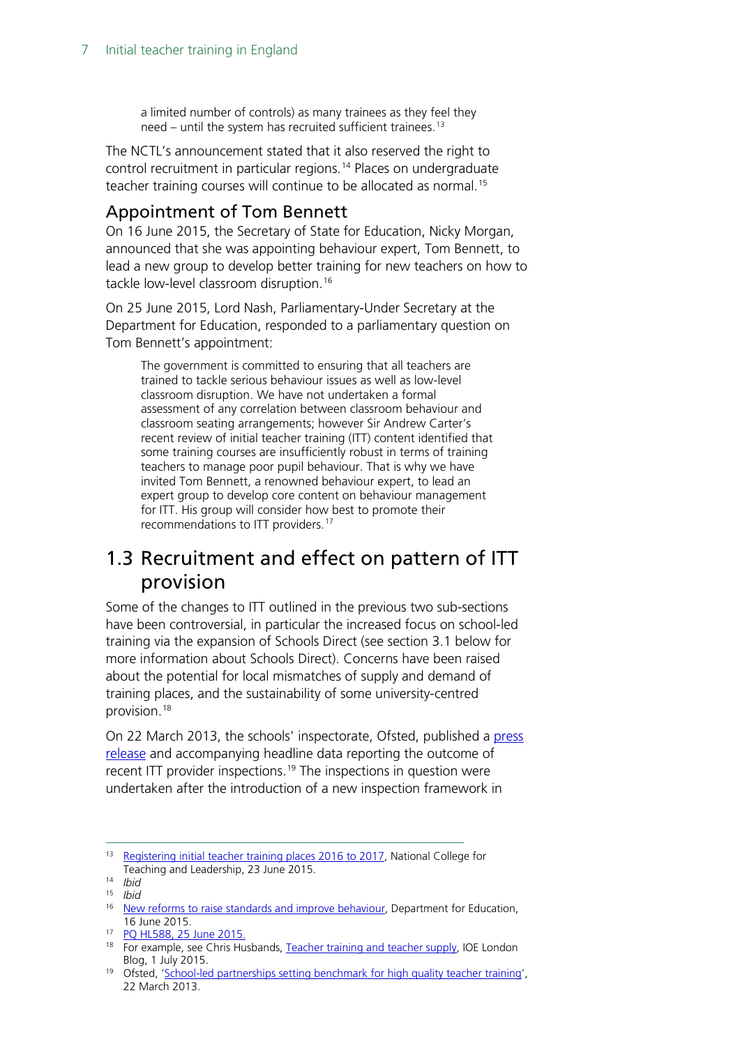a limited number of controls) as many trainees as they feel they need – until the system has recruited sufficient trainees.[13]

The NCTL's announcement stated that it also reserved the right to control recruitment in particular regions.[14] Places on undergraduate teacher training courses will continue to be allocated as normal.[15]

### Appointment of Tom Bennett

On 16 June 2015, the Secretary of State for Education, Nicky Morgan, announced that she was appointing behaviour expert, Tom Bennett, to lead a new group to develop better training for new teachers on how to tackle low-level classroom disruption.[16]

On 25 June 2015, Lord Nash, Parliamentary-Under Secretary at the Department for Education, responded to a parliamentary question on Tom Bennett's appointment:

> The government is committed to ensuring that all teachers are trained to tackle serious behaviour issues as well as low-level classroom disruption. We have not undertaken a formal assessment of any correlation between classroom behaviour and classroom seating arrangements; however Sir Andrew Carter's recent review of initial teacher training (ITT) content identified that some training courses are insufficiently robust in terms of training teachers to manage poor pupil behaviour. That is why we have invited Tom Bennett, a renowned behaviour expert, to lead an expert group to develop core content on behaviour management for ITT. His group will consider how best to promote their recommendations to ITT providers.[17]

## 1.3 Recruitment and effect on pattern of ITT provision

Some of the changes to ITT outlined in the previous two sub-sections have been controversial, in particular the increased focus on school-led training via the expansion of Schools Direct (see section 3.1 below for more information about Schools Direct). Concerns have been raised about the potential for local mismatches of supply and demand of training places, and the sustainability of some university-centred provision.[18]

On 22 March 2013, the schools' inspectorate, Ofsted, published a press release and accompanying headline data reporting the outcome of recent ITT provider inspections.[19] The inspections in question were undertaken after the introduction of a new inspection framework in

---

[13] Registering initial teacher training places 2016 to 2017, National College for Teaching and Leadership, 23 June 2015.

[14] *Ibid*

[15] *Ibid*

[16] New reforms to raise standards and improve behaviour, Department for Education, 16 June 2015.

[17] PQ HL588, 25 June 2015.

[18] For example, see Chris Husbands, Teacher training and teacher supply, IOE London Blog, 1 July 2015.

[19] Ofsted, 'School-led partnerships setting benchmark for high quality teacher training', 22 March 2013.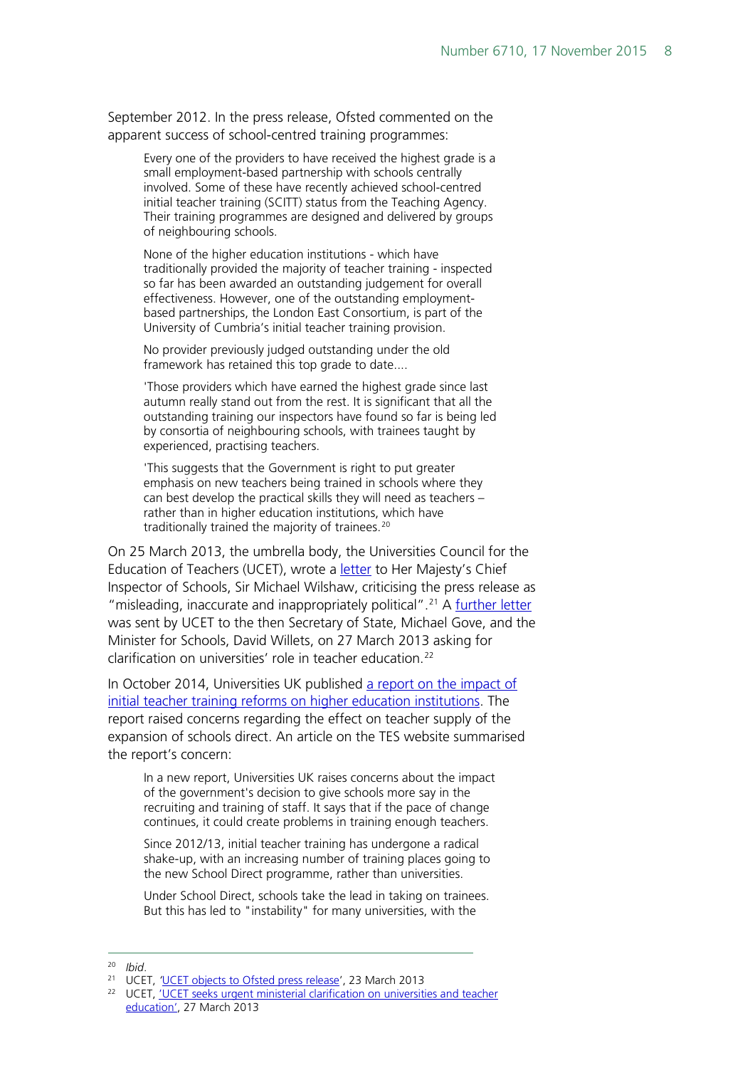September 2012. In the press release, Ofsted commented on the apparent success of school-centred training programmes:

> Every one of the providers to have received the highest grade is a small employment-based partnership with schools centrally involved. Some of these have recently achieved school-centred initial teacher training (SCITT) status from the Teaching Agency. Their training programmes are designed and delivered by groups of neighbouring schools.
>
> None of the higher education institutions - which have traditionally provided the majority of teacher training - inspected so far has been awarded an outstanding judgement for overall effectiveness. However, one of the outstanding employment-based partnerships, the London East Consortium, is part of the University of Cumbria's initial teacher training provision.
>
> No provider previously judged outstanding under the old framework has retained this top grade to date....
>
> 'Those providers which have earned the highest grade since last autumn really stand out from the rest. It is significant that all the outstanding training our inspectors have found so far is being led by consortia of neighbouring schools, with trainees taught by experienced, practising teachers.
>
> 'This suggests that the Government is right to put greater emphasis on new teachers being trained in schools where they can best develop the practical skills they will need as teachers – rather than in higher education institutions, which have traditionally trained the majority of trainees.[20]

On 25 March 2013, the umbrella body, the Universities Council for the Education of Teachers (UCET), wrote a letter to Her Majesty's Chief Inspector of Schools, Sir Michael Wilshaw, criticising the press release as "misleading, inaccurate and inappropriately political".[21] A further letter was sent by UCET to the then Secretary of State, Michael Gove, and the Minister for Schools, David Willets, on 27 March 2013 asking for clarification on universities' role in teacher education.[22]

In October 2014, Universities UK published a report on the impact of initial teacher training reforms on higher education institutions. The report raised concerns regarding the effect on teacher supply of the expansion of schools direct. An article on the TES website summarised the report's concern:

> In a new report, Universities UK raises concerns about the impact of the government's decision to give schools more say in the recruiting and training of staff. It says that if the pace of change continues, it could create problems in training enough teachers.
>
> Since 2012/13, initial teacher training has undergone a radical shake-up, with an increasing number of training places going to the new School Direct programme, rather than universities.
>
> Under School Direct, schools take the lead in taking on trainees. But this has led to "instability" for many universities, with the

---

[20] *Ibid*.

[21] UCET, 'UCET objects to Ofsted press release', 23 March 2013

[22] UCET, 'UCET seeks urgent ministerial clarification on universities and teacher education', 27 March 2013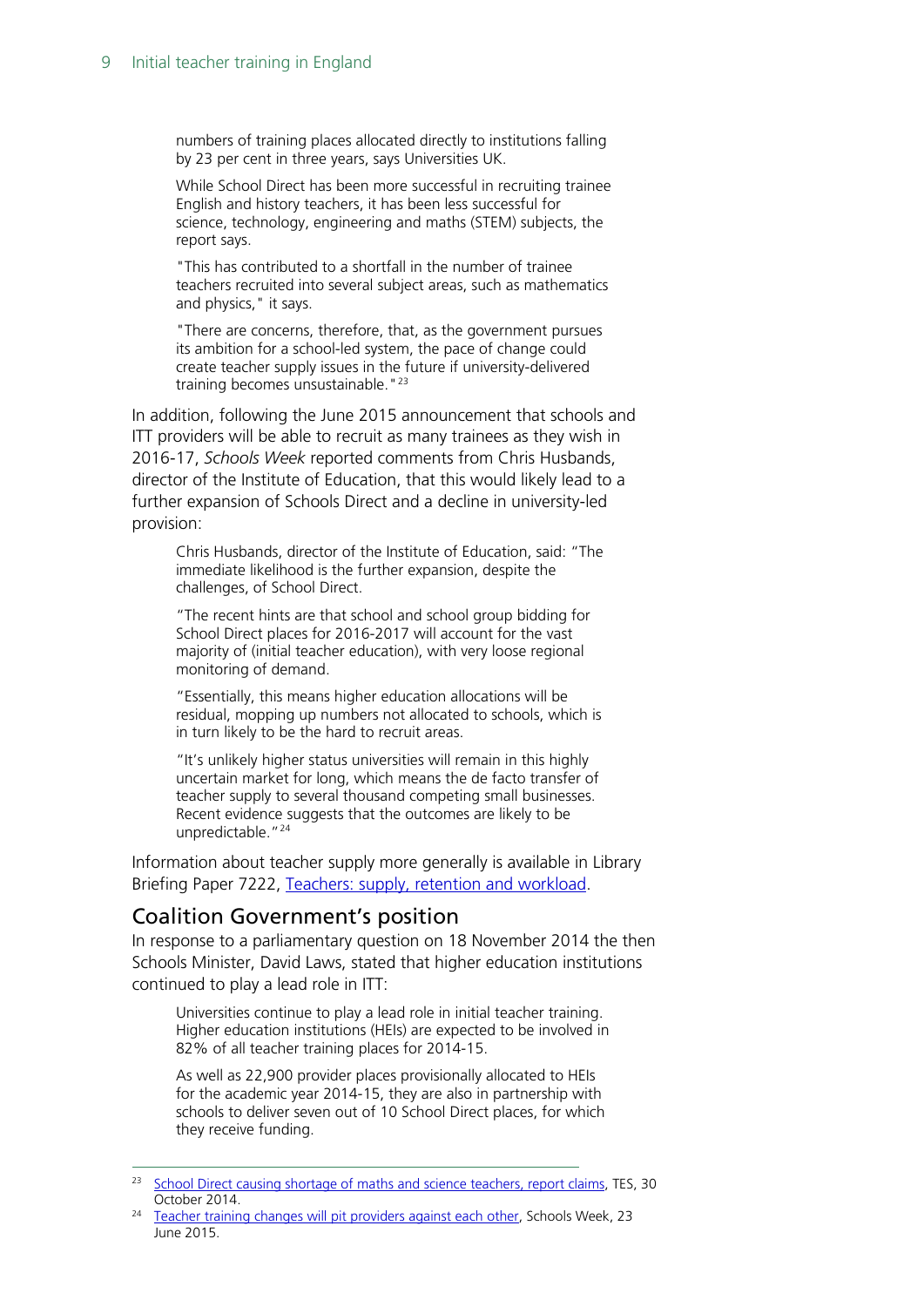> numbers of training places allocated directly to institutions falling by 23 per cent in three years, says Universities UK.
>
> While School Direct has been more successful in recruiting trainee English and history teachers, it has been less successful for science, technology, engineering and maths (STEM) subjects, the report says.
>
> "This has contributed to a shortfall in the number of trainee teachers recruited into several subject areas, such as mathematics and physics," it says.
>
> "There are concerns, therefore, that, as the government pursues its ambition for a school-led system, the pace of change could create teacher supply issues in the future if university-delivered training becomes unsustainable."[23]

In addition, following the June 2015 announcement that schools and ITT providers will be able to recruit as many trainees as they wish in 2016-17, *Schools Week* reported comments from Chris Husbands, director of the Institute of Education, that this would likely lead to a further expansion of Schools Direct and a decline in university-led provision:

> Chris Husbands, director of the Institute of Education, said: "The immediate likelihood is the further expansion, despite the challenges, of School Direct.
>
> "The recent hints are that school and school group bidding for School Direct places for 2016-2017 will account for the vast majority of (initial teacher education), with very loose regional monitoring of demand.
>
> "Essentially, this means higher education allocations will be residual, mopping up numbers not allocated to schools, which is in turn likely to be the hard to recruit areas.
>
> "It's unlikely higher status universities will remain in this highly uncertain market for long, which means the de facto transfer of teacher supply to several thousand competing small businesses. Recent evidence suggests that the outcomes are likely to be unpredictable."[24]

Information about teacher supply more generally is available in Library Briefing Paper 7222, Teachers: supply, retention and workload.

## Coalition Government's position

In response to a parliamentary question on 18 November 2014 the then Schools Minister, David Laws, stated that higher education institutions continued to play a lead role in ITT:

> Universities continue to play a lead role in initial teacher training. Higher education institutions (HEIs) are expected to be involved in 82% of all teacher training places for 2014-15.
>
> As well as 22,900 provider places provisionally allocated to HEIs for the academic year 2014-15, they are also in partnership with schools to deliver seven out of 10 School Direct places, for which they receive funding.

---

[23] School Direct causing shortage of maths and science teachers, report claims, TES, 30 October 2014.

[24] Teacher training changes will pit providers against each other, Schools Week, 23 June 2015.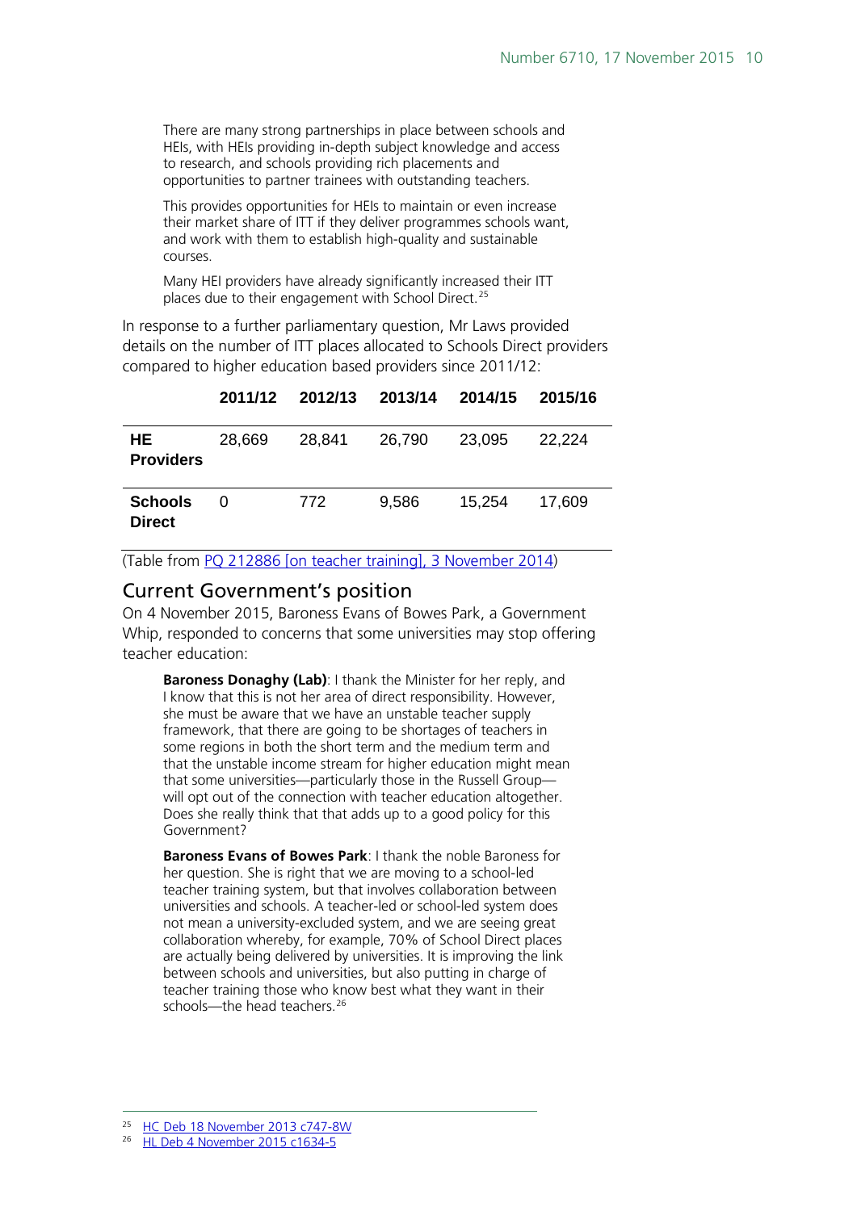> There are many strong partnerships in place between schools and HEIs, with HEIs providing in-depth subject knowledge and access to research, and schools providing rich placements and opportunities to partner trainees with outstanding teachers.
>
> This provides opportunities for HEIs to maintain or even increase their market share of ITT if they deliver programmes schools want, and work with them to establish high-quality and sustainable courses.
>
> Many HEI providers have already significantly increased their ITT places due to their engagement with School Direct.[25]

In response to a further parliamentary question, Mr Laws provided details on the number of ITT places allocated to Schools Direct providers compared to higher education based providers since 2011/12:

| | 2011/12 | 2012/13 | 2013/14 | 2014/15 | 2015/16 |
|---|---|---|---|---|---|
| **HE Providers** | 28,669 | 28,841 | 26,790 | 23,095 | 22,224 |
| **Schools Direct** | 0 | 772 | 9,586 | 15,254 | 17,609 |

(Table from PQ 212886 [on teacher training], 3 November 2014)

## Current Government's position

On 4 November 2015, Baroness Evans of Bowes Park, a Government Whip, responded to concerns that some universities may stop offering teacher education:

> **Baroness Donaghy (Lab)**: I thank the Minister for her reply, and I know that this is not her area of direct responsibility. However, she must be aware that we have an unstable teacher supply framework, that there are going to be shortages of teachers in some regions in both the short term and the medium term and that the unstable income stream for higher education might mean that some universities—particularly those in the Russell Group—will opt out of the connection with teacher education altogether. Does she really think that that adds up to a good policy for this Government?
>
> **Baroness Evans of Bowes Park**: I thank the noble Baroness for her question. She is right that we are moving to a school-led teacher training system, but that involves collaboration between universities and schools. A teacher-led or school-led system does not mean a university-excluded system, and we are seeing great collaboration whereby, for example, 70% of School Direct places are actually being delivered by universities. It is improving the link between schools and universities, but also putting in charge of teacher training those who know best what they want in their schools—the head teachers.[26]

---

[25] HC Deb 18 November 2013 c747-8W

[26] HL Deb 4 November 2015 c1634-5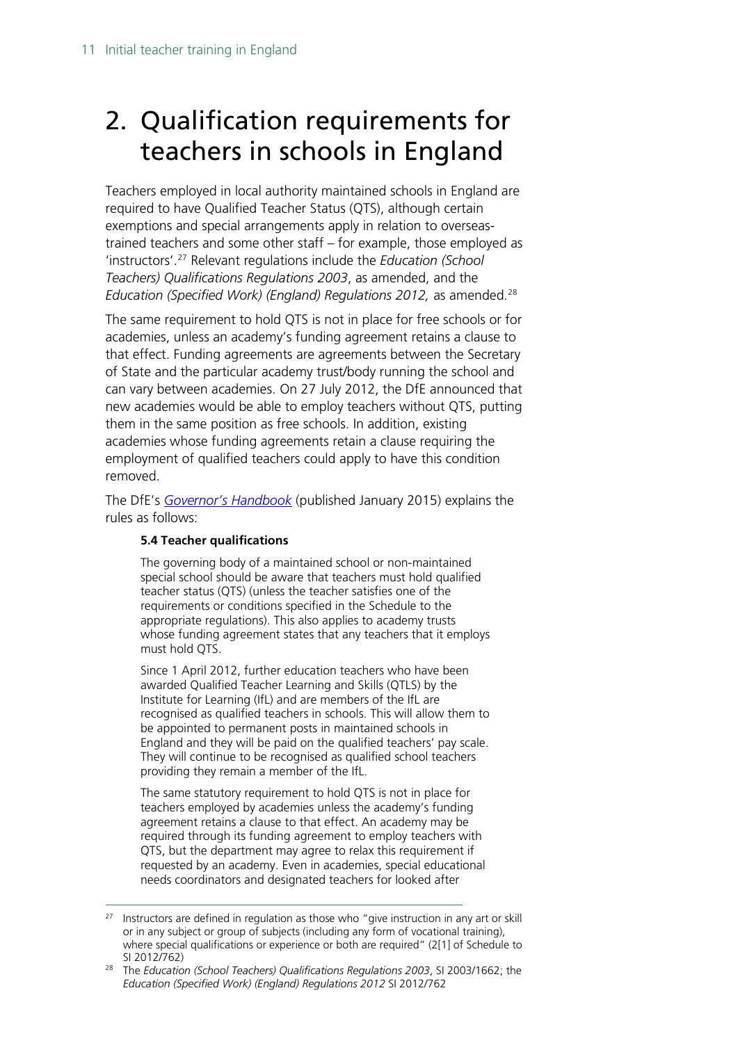# 2. Qualification requirements for teachers in schools in England

Teachers employed in local authority maintained schools in England are required to have Qualified Teacher Status (QTS), although certain exemptions and special arrangements apply in relation to overseas-trained teachers and some other staff – for example, those employed as 'instructors'.[27] Relevant regulations include the *Education (School Teachers) Qualifications Regulations 2003*, as amended, and the *Education (Specified Work) (England) Regulations 2012,* as amended.[28]

The same requirement to hold QTS is not in place for free schools or for academies, unless an academy's funding agreement retains a clause to that effect. Funding agreements are agreements between the Secretary of State and the particular academy trust/body running the school and can vary between academies. On 27 July 2012, the DfE announced that new academies would be able to employ teachers without QTS, putting them in the same position as free schools. In addition, existing academies whose funding agreements retain a clause requiring the employment of qualified teachers could apply to have this condition removed.

The DfE's *Governor's Handbook* (published January 2015) explains the rules as follows:

> **5.4 Teacher qualifications**
>
> The governing body of a maintained school or non-maintained special school should be aware that teachers must hold qualified teacher status (QTS) (unless the teacher satisfies one of the requirements or conditions specified in the Schedule to the appropriate regulations). This also applies to academy trusts whose funding agreement states that any teachers that it employs must hold QTS.
>
> Since 1 April 2012, further education teachers who have been awarded Qualified Teacher Learning and Skills (QTLS) by the Institute for Learning (IfL) and are members of the IfL are recognised as qualified teachers in schools. This will allow them to be appointed to permanent posts in maintained schools in England and they will be paid on the qualified teachers' pay scale. They will continue to be recognised as qualified school teachers providing they remain a member of the IfL.
>
> The same statutory requirement to hold QTS is not in place for teachers employed by academies unless the academy's funding agreement retains a clause to that effect. An academy may be required through its funding agreement to employ teachers with QTS, but the department may agree to relax this requirement if requested by an academy. Even in academies, special educational needs coordinators and designated teachers for looked after

---

[27] Instructors are defined in regulation as those who "give instruction in any art or skill or in any subject or group of subjects (including any form of vocational training), where special qualifications or experience or both are required" (2[1] of Schedule to SI 2012/762)

[28] The *Education (School Teachers) Qualifications Regulations 2003*, SI 2003/1662; the *Education (Specified Work) (England) Regulations 2012* SI 2012/762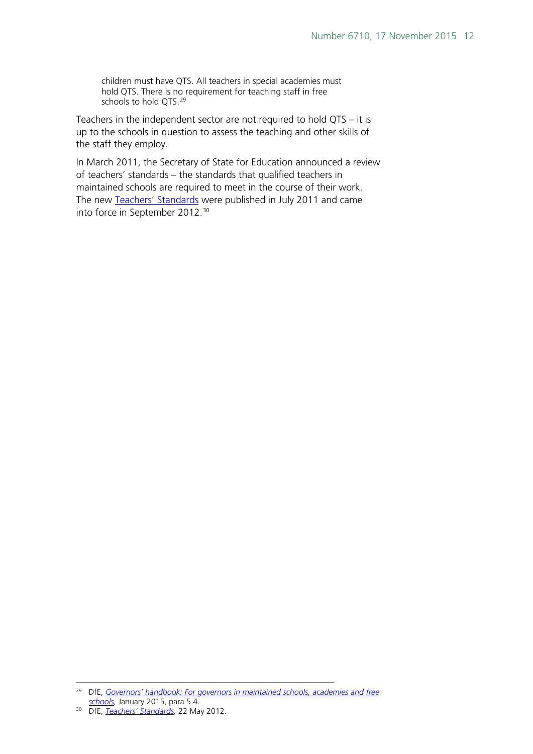> children must have QTS. All teachers in special academies must hold QTS. There is no requirement for teaching staff in free schools to hold QTS.[29]

Teachers in the independent sector are not required to hold QTS – it is up to the schools in question to assess the teaching and other skills of the staff they employ.

In March 2011, the Secretary of State for Education announced a review of teachers' standards – the standards that qualified teachers in maintained schools are required to meet in the course of their work. The new Teachers' Standards were published in July 2011 and came into force in September 2012.[30]

---

[29] DfE, *Governors' handbook: For governors in maintained schools, academies and free schools*, January 2015, para 5.4.

[30] DfE, *Teachers' Standards*, 22 May 2012.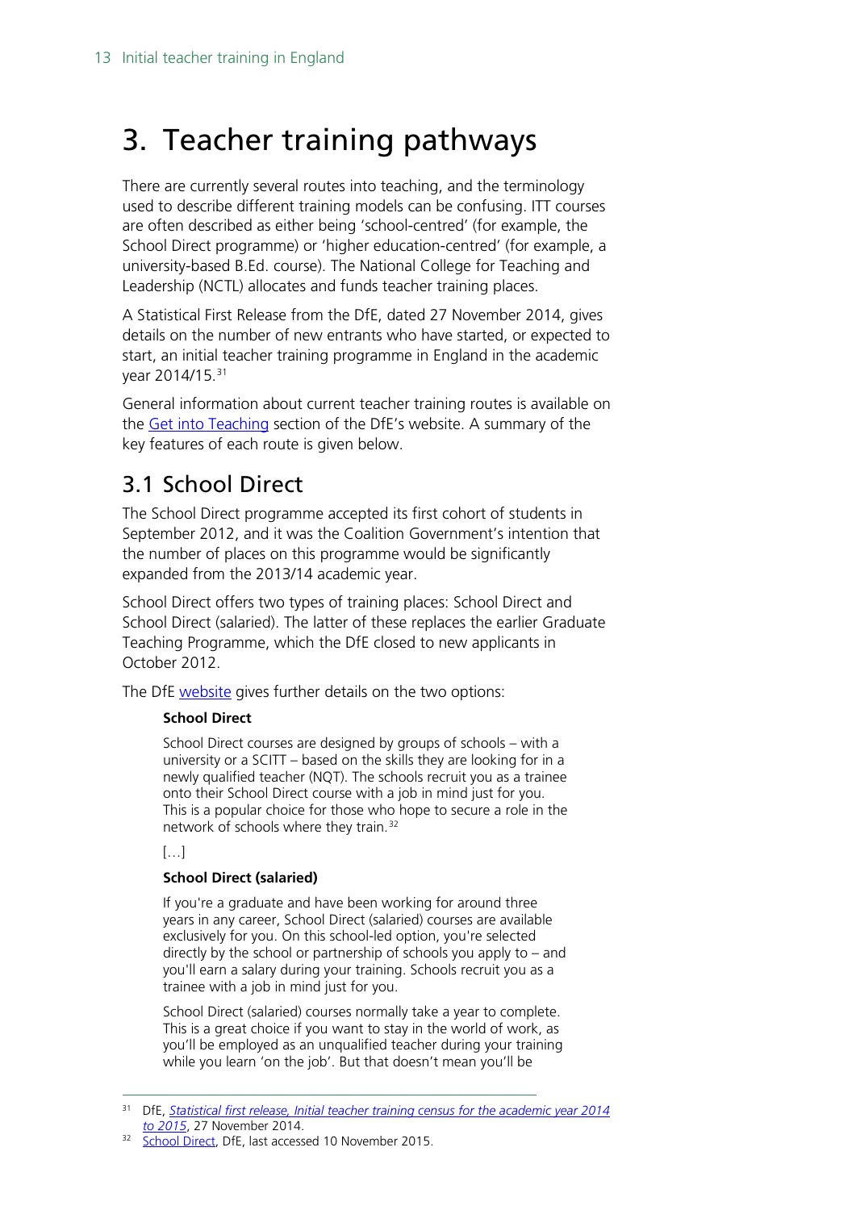# 3. Teacher training pathways

There are currently several routes into teaching, and the terminology used to describe different training models can be confusing. ITT courses are often described as either being 'school-centred' (for example, the School Direct programme) or 'higher education-centred' (for example, a university-based B.Ed. course). The National College for Teaching and Leadership (NCTL) allocates and funds teacher training places.

A Statistical First Release from the DfE, dated 27 November 2014, gives details on the number of new entrants who have started, or expected to start, an initial teacher training programme in England in the academic year 2014/15.[31]

General information about current teacher training routes is available on the Get into Teaching section of the DfE's website. A summary of the key features of each route is given below.

## 3.1 School Direct

The School Direct programme accepted its first cohort of students in September 2012, and it was the Coalition Government's intention that the number of places on this programme would be significantly expanded from the 2013/14 academic year.

School Direct offers two types of training places: School Direct and School Direct (salaried). The latter of these replaces the earlier Graduate Teaching Programme, which the DfE closed to new applicants in October 2012.

The DfE website gives further details on the two options:

> **School Direct**
>
> School Direct courses are designed by groups of schools – with a university or a SCITT – based on the skills they are looking for in a newly qualified teacher (NQT). The schools recruit you as a trainee onto their School Direct course with a job in mind just for you. This is a popular choice for those who hope to secure a role in the network of schools where they train.[32]
>
> […]
>
> **School Direct (salaried)**
>
> If you're a graduate and have been working for around three years in any career, School Direct (salaried) courses are available exclusively for you. On this school-led option, you're selected directly by the school or partnership of schools you apply to – and you'll earn a salary during your training. Schools recruit you as a trainee with a job in mind just for you.
>
> School Direct (salaried) courses normally take a year to complete. This is a great choice if you want to stay in the world of work, as you'll be employed as an unqualified teacher during your training while you learn 'on the job'. But that doesn't mean you'll be

---

[31] DfE, *Statistical first release, Initial teacher training census for the academic year 2014 to 2015*, 27 November 2014.

[32] School Direct, DfE, last accessed 10 November 2015.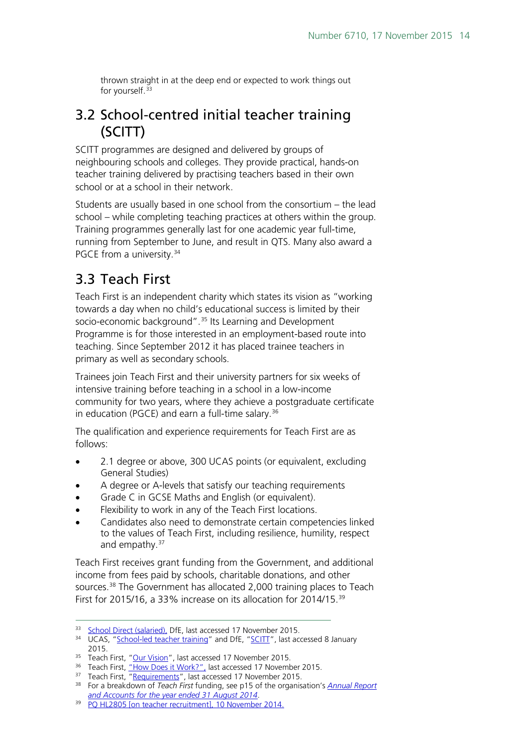thrown straight in at the deep end or expected to work things out for yourself.[33]

## 3.2 School-centred initial teacher training (SCITT)

SCITT programmes are designed and delivered by groups of neighbouring schools and colleges. They provide practical, hands-on teacher training delivered by practising teachers based in their own school or at a school in their network.

Students are usually based in one school from the consortium – the lead school – while completing teaching practices at others within the group. Training programmes generally last for one academic year full-time, running from September to June, and result in QTS. Many also award a PGCE from a university.[34]

## 3.3 Teach First

Teach First is an independent charity which states its vision as "working towards a day when no child's educational success is limited by their socio-economic background".[35] Its Learning and Development Programme is for those interested in an employment-based route into teaching. Since September 2012 it has placed trainee teachers in primary as well as secondary schools.

Trainees join Teach First and their university partners for six weeks of intensive training before teaching in a school in a low-income community for two years, where they achieve a postgraduate certificate in education (PGCE) and earn a full-time salary.[36]

The qualification and experience requirements for Teach First are as follows:

- 2.1 degree or above, 300 UCAS points (or equivalent, excluding General Studies)
- A degree or A-levels that satisfy our teaching requirements
- Grade C in GCSE Maths and English (or equivalent).
- Flexibility to work in any of the Teach First locations.
- Candidates also need to demonstrate certain competencies linked to the values of Teach First, including resilience, humility, respect and empathy.[37]

Teach First receives grant funding from the Government, and additional income from fees paid by schools, charitable donations, and other sources.[38] The Government has allocated 2,000 training places to Teach First for 2015/16, a 33% increase on its allocation for 2014/15.[39]

---

[33] School Direct (salaried), DfE, last accessed 17 November 2015.

[34] UCAS, "School-led teacher training" and DfE, "SCITT", last accessed 8 January 2015.

[35] Teach First, "Our Vision", last accessed 17 November 2015.

[36] Teach First, "How Does it Work?", last accessed 17 November 2015.

[37] Teach First, "Requirements", last accessed 17 November 2015.

[38] For a breakdown of *Teach First* funding, see p15 of the organisation's *Annual Report and Accounts for the year ended 31 August 2014*.

[39] PQ HL2805 [on teacher recruitment], 10 November 2014.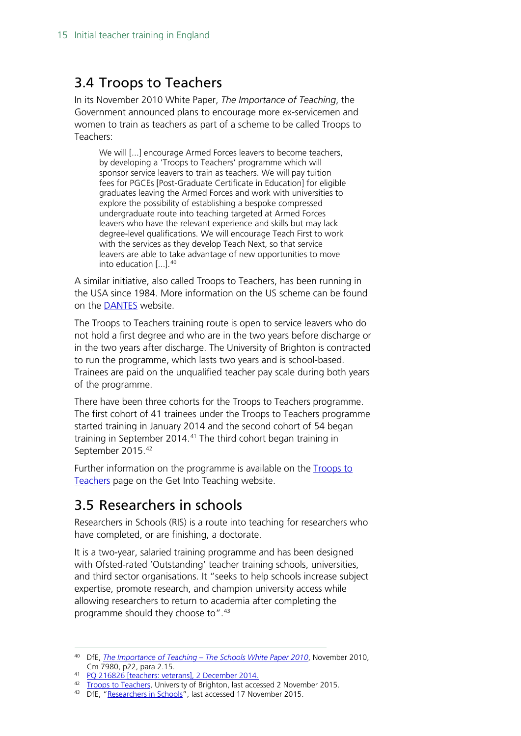## 3.4 Troops to Teachers

In its November 2010 White Paper, *The Importance of Teaching*, the Government announced plans to encourage more ex-servicemen and women to train as teachers as part of a scheme to be called Troops to Teachers:

> We will [...] encourage Armed Forces leavers to become teachers, by developing a 'Troops to Teachers' programme which will sponsor service leavers to train as teachers. We will pay tuition fees for PGCEs [Post-Graduate Certificate in Education] for eligible graduates leaving the Armed Forces and work with universities to explore the possibility of establishing a bespoke compressed undergraduate route into teaching targeted at Armed Forces leavers who have the relevant experience and skills but may lack degree-level qualifications. We will encourage Teach First to work with the services as they develop Teach Next, so that service leavers are able to take advantage of new opportunities to move into education [...].[40]

A similar initiative, also called Troops to Teachers, has been running in the USA since 1984. More information on the US scheme can be found on the DANTES website.

The Troops to Teachers training route is open to service leavers who do not hold a first degree and who are in the two years before discharge or in the two years after discharge. The University of Brighton is contracted to run the programme, which lasts two years and is school-based. Trainees are paid on the unqualified teacher pay scale during both years of the programme.

There have been three cohorts for the Troops to Teachers programme. The first cohort of 41 trainees under the Troops to Teachers programme started training in January 2014 and the second cohort of 54 began training in September 2014.[41] The third cohort began training in September 2015.[42]

Further information on the programme is available on the Troops to Teachers page on the Get Into Teaching website.

## 3.5 Researchers in schools

Researchers in Schools (RIS) is a route into teaching for researchers who have completed, or are finishing, a doctorate.

It is a two-year, salaried training programme and has been designed with Ofsted-rated 'Outstanding' teacher training schools, universities, and third sector organisations. It "seeks to help schools increase subject expertise, promote research, and champion university access while allowing researchers to return to academia after completing the programme should they choose to".[43]

---

[40] DfE, *The Importance of Teaching – The Schools White Paper 2010*, November 2010, Cm 7980, p22, para 2.15.

[41] PQ 216826 [teachers: veterans], 2 December 2014.

[42] Troops to Teachers, University of Brighton, last accessed 2 November 2015.

[43] DfE, "Researchers in Schools", last accessed 17 November 2015.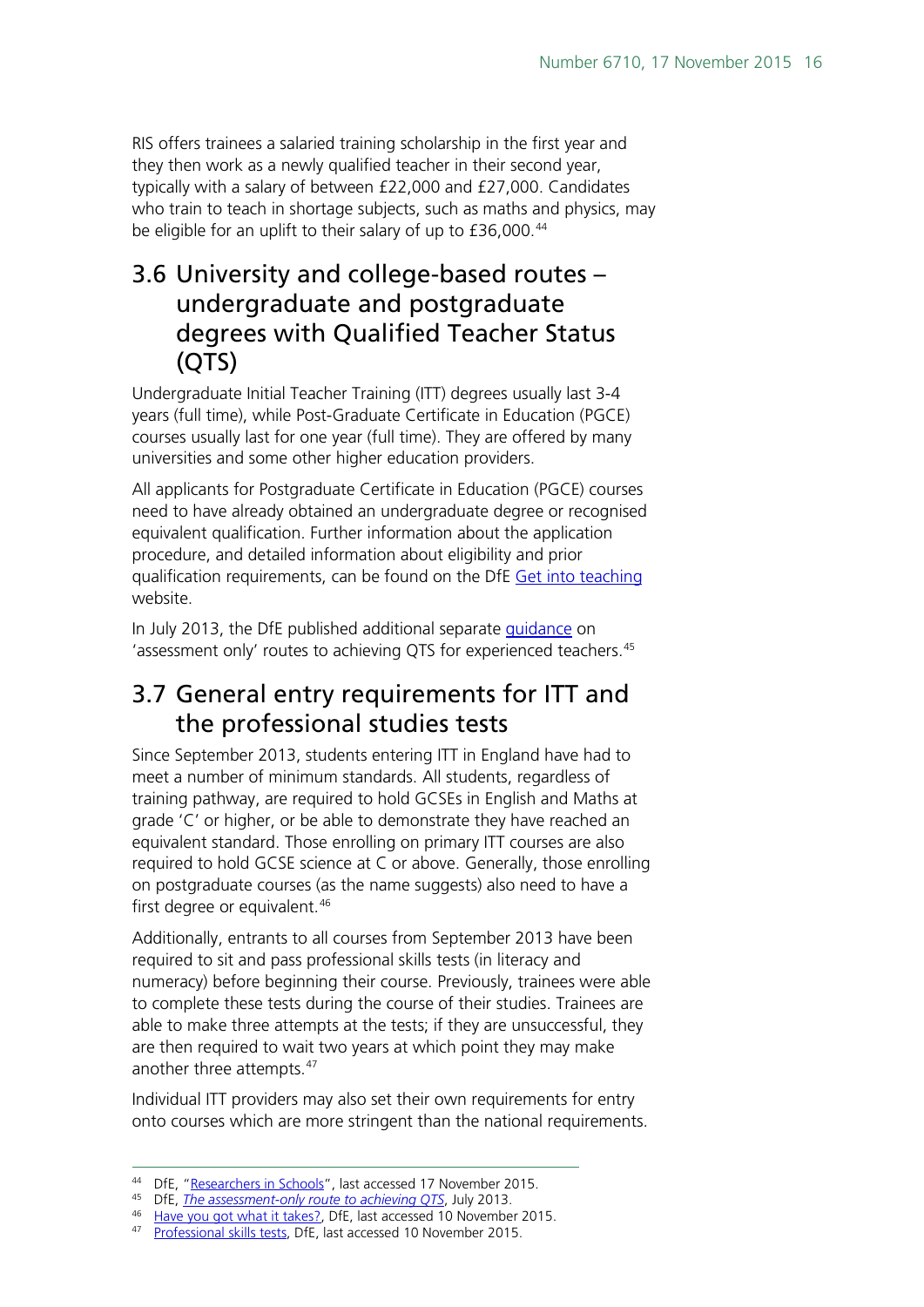RIS offers trainees a salaried training scholarship in the first year and they then work as a newly qualified teacher in their second year, typically with a salary of between £22,000 and £27,000. Candidates who train to teach in shortage subjects, such as maths and physics, may be eligible for an uplift to their salary of up to £36,000.[44]

## 3.6 University and college-based routes – undergraduate and postgraduate degrees with Qualified Teacher Status (QTS)

Undergraduate Initial Teacher Training (ITT) degrees usually last 3-4 years (full time), while Post-Graduate Certificate in Education (PGCE) courses usually last for one year (full time). They are offered by many universities and some other higher education providers.

All applicants for Postgraduate Certificate in Education (PGCE) courses need to have already obtained an undergraduate degree or recognised equivalent qualification. Further information about the application procedure, and detailed information about eligibility and prior qualification requirements, can be found on the DfE Get into teaching website.

In July 2013, the DfE published additional separate guidance on 'assessment only' routes to achieving QTS for experienced teachers.[45]

## 3.7 General entry requirements for ITT and the professional studies tests

Since September 2013, students entering ITT in England have had to meet a number of minimum standards. All students, regardless of training pathway, are required to hold GCSEs in English and Maths at grade 'C' or higher, or be able to demonstrate they have reached an equivalent standard. Those enrolling on primary ITT courses are also required to hold GCSE science at C or above. Generally, those enrolling on postgraduate courses (as the name suggests) also need to have a first degree or equivalent.[46]

Additionally, entrants to all courses from September 2013 have been required to sit and pass professional skills tests (in literacy and numeracy) before beginning their course. Previously, trainees were able to complete these tests during the course of their studies. Trainees are able to make three attempts at the tests; if they are unsuccessful, they are then required to wait two years at which point they may make another three attempts.[47]

Individual ITT providers may also set their own requirements for entry onto courses which are more stringent than the national requirements.

---

[44] DfE, "Researchers in Schools", last accessed 17 November 2015.

[45] DfE, *The assessment-only route to achieving QTS*, July 2013.

[46] Have you got what it takes?, DfE, last accessed 10 November 2015.

[47] Professional skills tests, DfE, last accessed 10 November 2015.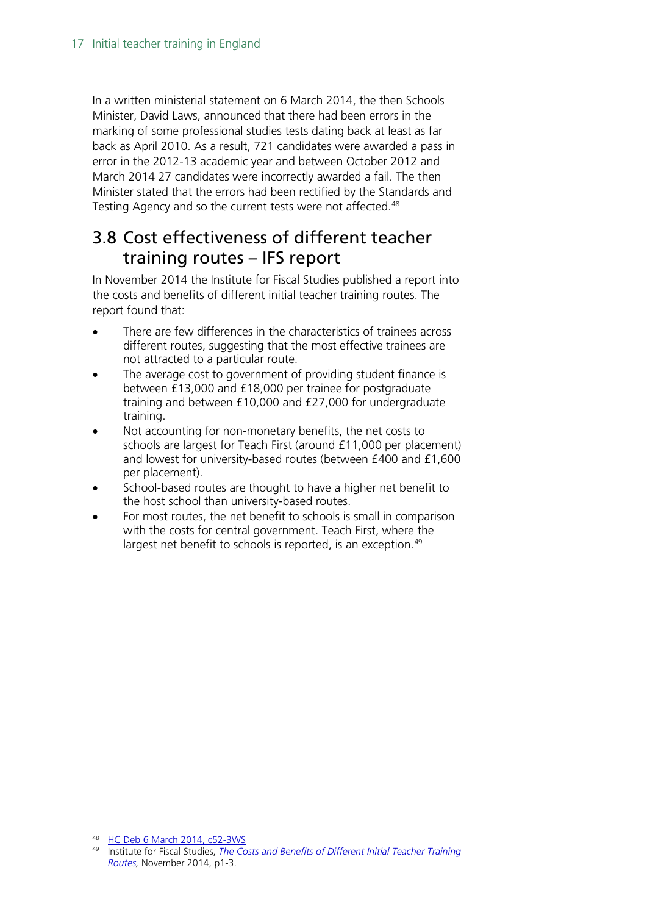In a written ministerial statement on 6 March 2014, the then Schools Minister, David Laws, announced that there had been errors in the marking of some professional studies tests dating back at least as far back as April 2010. As a result, 721 candidates were awarded a pass in error in the 2012-13 academic year and between October 2012 and March 2014 27 candidates were incorrectly awarded a fail. The then Minister stated that the errors had been rectified by the Standards and Testing Agency and so the current tests were not affected.[48]

## 3.8 Cost effectiveness of different teacher training routes – IFS report

In November 2014 the Institute for Fiscal Studies published a report into the costs and benefits of different initial teacher training routes. The report found that:

- There are few differences in the characteristics of trainees across different routes, suggesting that the most effective trainees are not attracted to a particular route.
- The average cost to government of providing student finance is between £13,000 and £18,000 per trainee for postgraduate training and between £10,000 and £27,000 for undergraduate training.
- Not accounting for non-monetary benefits, the net costs to schools are largest for Teach First (around £11,000 per placement) and lowest for university-based routes (between £400 and £1,600 per placement).
- School-based routes are thought to have a higher net benefit to the host school than university-based routes.
- For most routes, the net benefit to schools is small in comparison with the costs for central government. Teach First, where the largest net benefit to schools is reported, is an exception.[49]

---

[48] HC Deb 6 March 2014, c52-3WS

[49] Institute for Fiscal Studies, *The Costs and Benefits of Different Initial Teacher Training Routes*, November 2014, p1-3.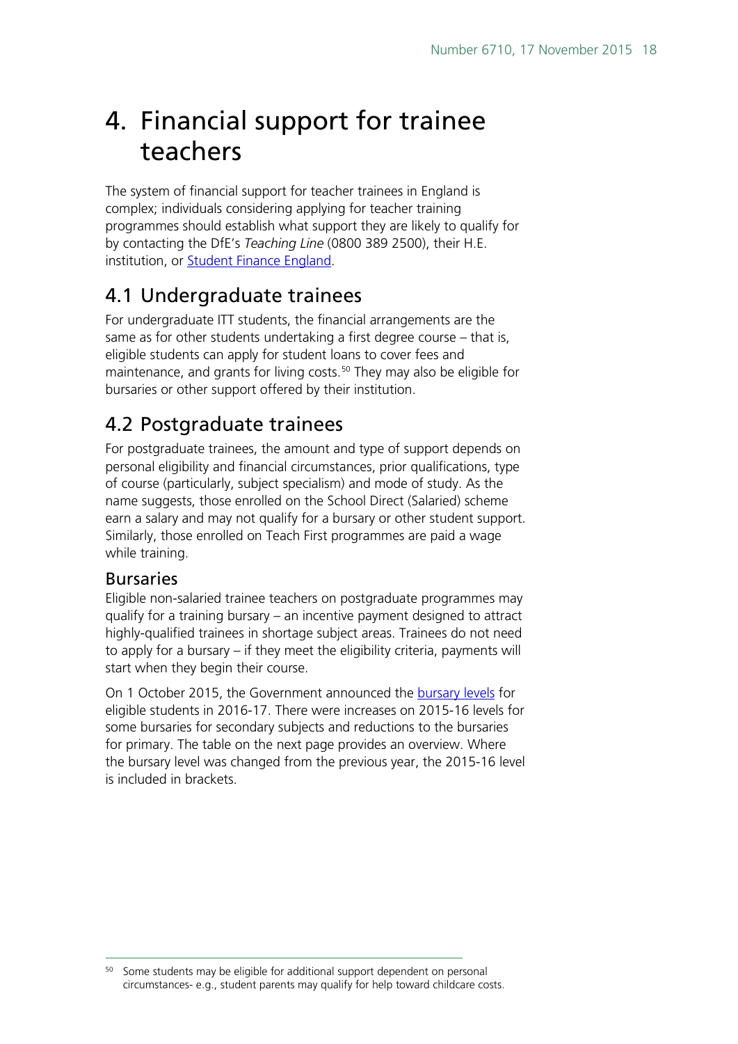# 4. Financial support for trainee teachers

The system of financial support for teacher trainees in England is complex; individuals considering applying for teacher training programmes should establish what support they are likely to qualify for by contacting the DfE's *Teaching Line* (0800 389 2500), their H.E. institution, or [Student Finance England](https://www.gov.uk/student-finance).

## 4.1 Undergraduate trainees

For undergraduate ITT students, the financial arrangements are the same as for other students undertaking a first degree course – that is, eligible students can apply for student loans to cover fees and maintenance, and grants for living costs.[50] They may also be eligible for bursaries or other support offered by their institution.

## 4.2 Postgraduate trainees

For postgraduate trainees, the amount and type of support depends on personal eligibility and financial circumstances, prior qualifications, type of course (particularly, subject specialism) and mode of study. As the name suggests, those enrolled on the School Direct (Salaried) scheme earn a salary and may not qualify for a bursary or other student support. Similarly, those enrolled on Teach First programmes are paid a wage while training.

### Bursaries

Eligible non-salaried trainee teachers on postgraduate programmes may qualify for a training bursary – an incentive payment designed to attract highly-qualified trainees in shortage subject areas. Trainees do not need to apply for a bursary – if they meet the eligibility criteria, payments will start when they begin their course.

On 1 October 2015, the Government announced the bursary levels for eligible students in 2016-17. There were increases on 2015-16 levels for some bursaries for secondary subjects and reductions to the bursaries for primary. The table on the next page provides an overview. Where the bursary level was changed from the previous year, the 2015-16 level is included in brackets.

[50] Some students may be eligible for additional support dependent on personal circumstances- e.g., student parents may qualify for help toward childcare costs.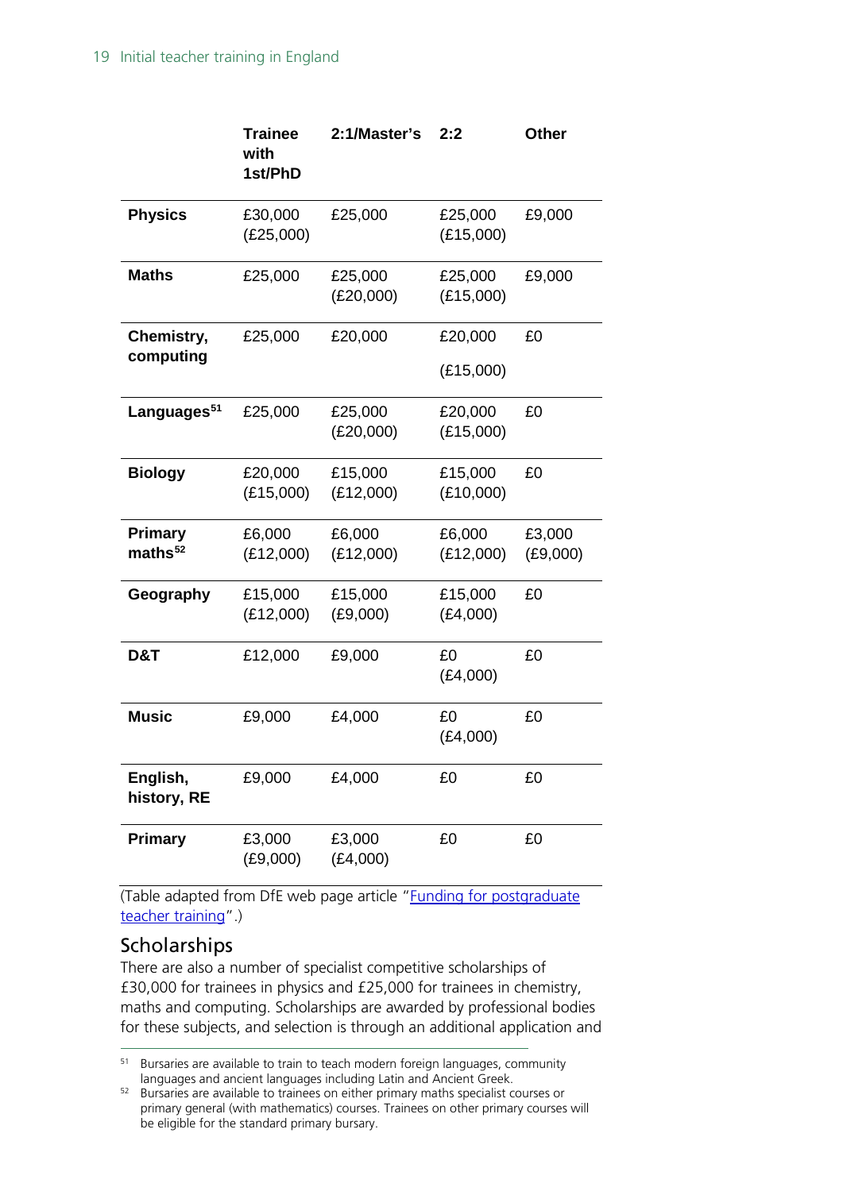| | Trainee with 1st/PhD | 2:1/Master's | 2:2 | Other |
|---|---|---|---|---|
| **Physics** | £30,000 (£25,000) | £25,000 | £25,000 (£15,000) | £9,000 |
| **Maths** | £25,000 | £25,000 (£20,000) | £25,000 (£15,000) | £9,000 |
| **Chemistry, computing** | £25,000 | £20,000 | £20,000 (£15,000) | £0 |
| **Languages**[51] | £25,000 | £25,000 (£20,000) | £20,000 (£15,000) | £0 |
| **Biology** | £20,000 (£15,000) | £15,000 (£12,000) | £15,000 (£10,000) | £0 |
| **Primary maths**[52] | £6,000 (£12,000) | £6,000 (£12,000) | £6,000 (£12,000) | £3,000 (£9,000) |
| **Geography** | £15,000 (£12,000) | £15,000 (£9,000) | £15,000 (£4,000) | £0 |
| **D&T** | £12,000 | £9,000 | £0 (£4,000) | £0 |
| **Music** | £9,000 | £4,000 | £0 (£4,000) | £0 |
| **English, history, RE** | £9,000 | £4,000 | £0 | £0 |
| **Primary** | £3,000 (£9,000) | £3,000 (£4,000) | £0 | £0 |

(Table adapted from DfE web page article "Funding for postgraduate teacher training".)

## Scholarships

There are also a number of specialist competitive scholarships of £30,000 for trainees in physics and £25,000 for trainees in chemistry, maths and computing. Scholarships are awarded by professional bodies for these subjects, and selection is through an additional application and

[51] Bursaries are available to train to teach modern foreign languages, community languages and ancient languages including Latin and Ancient Greek.

[52] Bursaries are available to trainees on either primary maths specialist courses or primary general (with mathematics) courses. Trainees on other primary courses will be eligible for the standard primary bursary.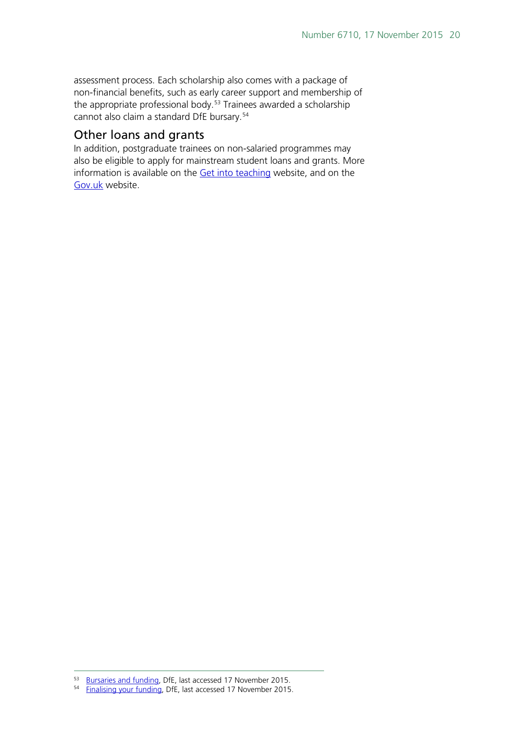assessment process. Each scholarship also comes with a package of non-financial benefits, such as early career support and membership of the appropriate professional body.[53] Trainees awarded a scholarship cannot also claim a standard DfE bursary.[54]

## Other loans and grants

In addition, postgraduate trainees on non-salaried programmes may also be eligible to apply for mainstream student loans and grants. More information is available on the Get into teaching website, and on the Gov.uk website.

---

[53] Bursaries and funding, DfE, last accessed 17 November 2015.

[54] Finalising your funding, DfE, last accessed 17 November 2015.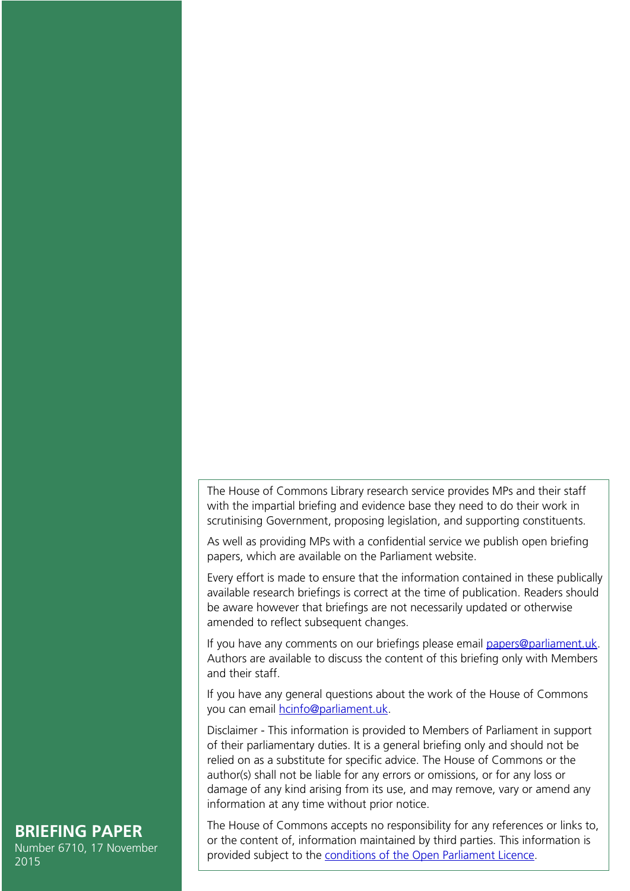The House of Commons Library research service provides MPs and their staff with the impartial briefing and evidence base they need to do their work in scrutinising Government, proposing legislation, and supporting constituents.

As well as providing MPs with a confidential service we publish open briefing papers, which are available on the Parliament website.

Every effort is made to ensure that the information contained in these publically available research briefings is correct at the time of publication. Readers should be aware however that briefings are not necessarily updated or otherwise amended to reflect subsequent changes.

If you have any comments on our briefings please email papers@parliament.uk. Authors are available to discuss the content of this briefing only with Members and their staff.

If you have any general questions about the work of the House of Commons you can email hcinfo@parliament.uk.

Disclaimer - This information is provided to Members of Parliament in support of their parliamentary duties. It is a general briefing only and should not be relied on as a substitute for specific advice. The House of Commons or the author(s) shall not be liable for any errors or omissions, or for any loss or damage of any kind arising from its use, and may remove, vary or amend any information at any time without prior notice.

The House of Commons accepts no responsibility for any references or links to, or the content of, information maintained by third parties. This information is provided subject to the conditions of the Open Parliament Licence.

**BRIEFING PAPER**

Number 6710, 17 November 2015